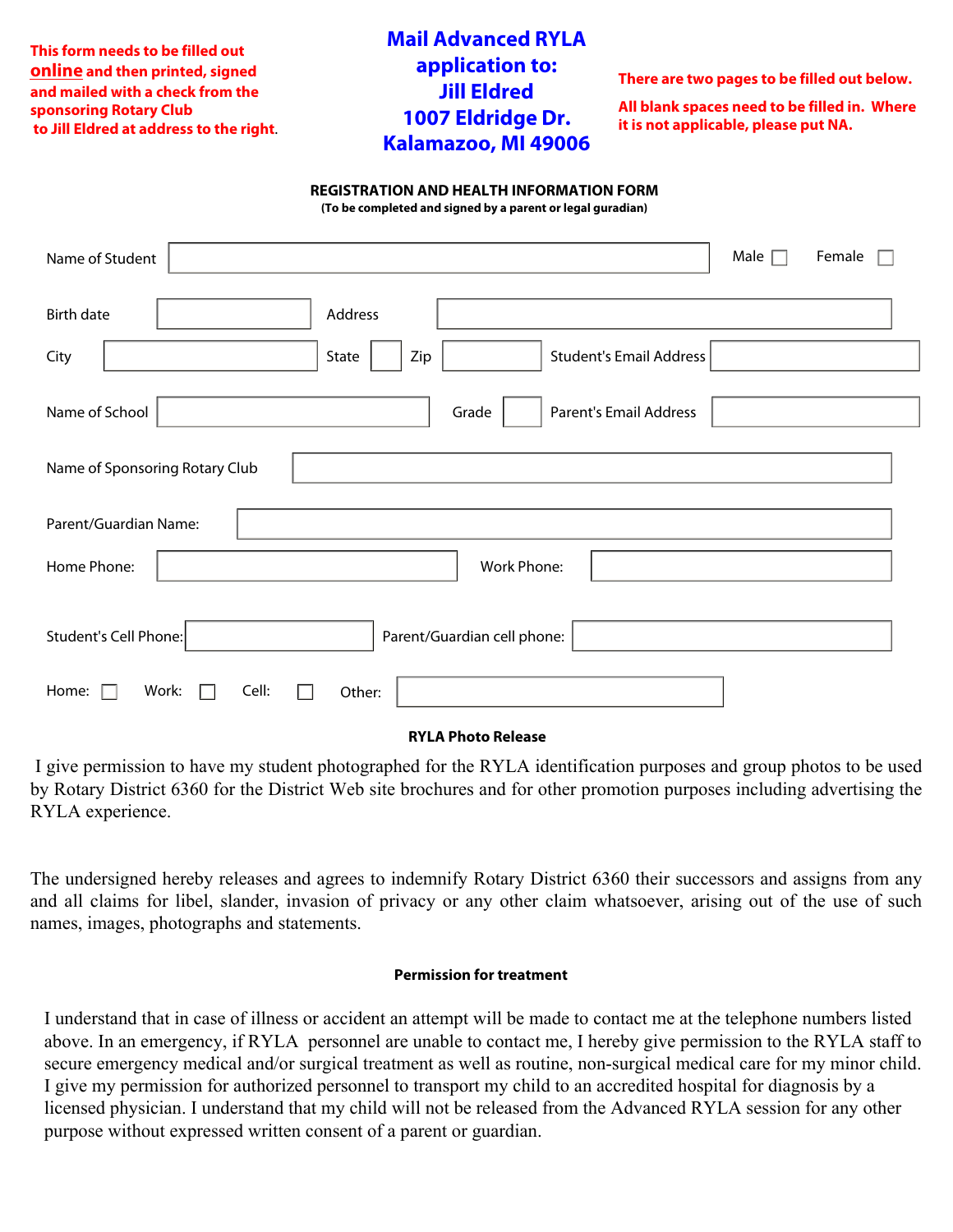**This form needs to be filled out online and then printed, signed and mailed with a check from the sponsoring Rotary Club to Jill Eldred at address to the right.**

**Mail Advanced RYLA application to:**
**Jill Eldred**
**1007 Eldridge Dr.**
**Kalamazoo, MI 49006**

**There are two pages to be filled out below.**

**All blank spaces need to be filled in. Where it is not applicable, please put NA.**

## REGISTRATION AND HEALTH INFORMATION FORM

**(To be completed and signed by a parent or legal guradian)**

Name of Student ______________________ Male ☐ Female ☐

Birth date __________ Address ______________________

City __________ State ____ Zip ______ Student's Email Address __________

Name of School __________ Grade ____ Parent's Email Address __________

Name of Sponsoring Rotary Club ______________________

Parent/Guardian Name: ______________________

Home Phone: __________ Work Phone: __________

Student's Cell Phone: __________ Parent/Guardian cell phone: __________

Home: ☐ Work: ☐ Cell: ☐ Other: __________

### RYLA Photo Release

I give permission to have my student photographed for the RYLA identification purposes and group photos to be used by Rotary District 6360 for the District Web site brochures and for other promotion purposes including advertising the RYLA experience.

The undersigned hereby releases and agrees to indemnify Rotary District 6360 their successors and assigns from any and all claims for libel, slander, invasion of privacy or any other claim whatsoever, arising out of the use of such names, images, photographs and statements.

### Permission for treatment

I understand that in case of illness or accident an attempt will be made to contact me at the telephone numbers listed above. In an emergency, if RYLA personnel are unable to contact me, I hereby give permission to the RYLA staff to secure emergency medical and/or surgical treatment as well as routine, non-surgical medical care for my minor child. I give my permission for authorized personnel to transport my child to an accredited hospital for diagnosis by a licensed physician. I understand that my child will not be released from the Advanced RYLA session for any other purpose without expressed written consent of a parent or guardian.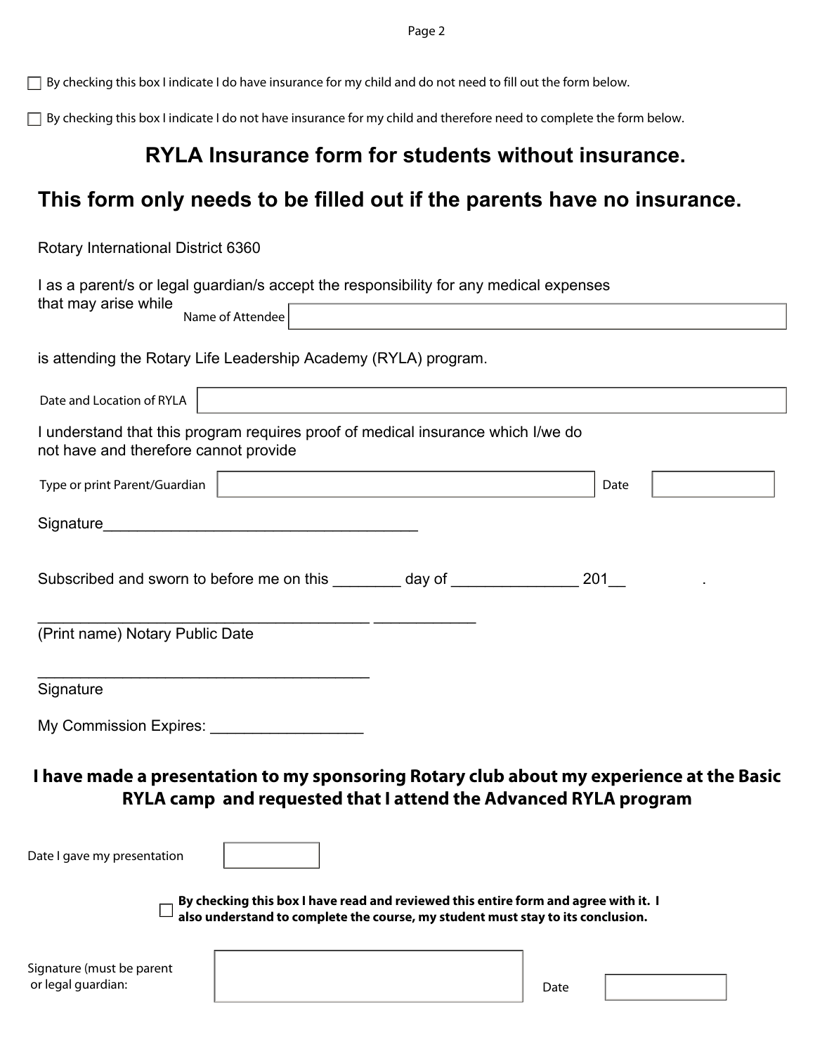☐ By checking this box I indicate I do have insurance for my child and do not need to fill out the form below.

☐ By checking this box I indicate I do not have insurance for my child and therefore need to complete the form below.

## RYLA Insurance form for students without insurance.

## This form only needs to be filled out if the parents have no insurance.

Rotary International District 6360

I as a parent/s or legal guardian/s accept the responsibility for any medical expenses that may arise while

Name of Attendee ____________________

is attending the Rotary Life Leadership Academy (RYLA) program.

Date and Location of RYLA ____________________

I understand that this program requires proof of medical insurance which I/we do not have and therefore cannot provide

Type or print Parent/Guardian ____________________ Date __________

Signature______________________________________

Subscribed and sworn to before me on this ________ day of _______________ 201__ .

______________________________________ ____________
(Print name) Notary Public Date

______________________________________
Signature

My Commission Expires: _________________

**I have made a presentation to my sponsoring Rotary club about my experience at the Basic RYLA camp and requested that I attend the Advanced RYLA program**

Date I gave my presentation __________

☐ **By checking this box I have read and reviewed this entire form and agree with it. I also understand to complete the course, my student must stay to its conclusion.**

Signature (must be parent or legal guardian: ____________________ Date __________